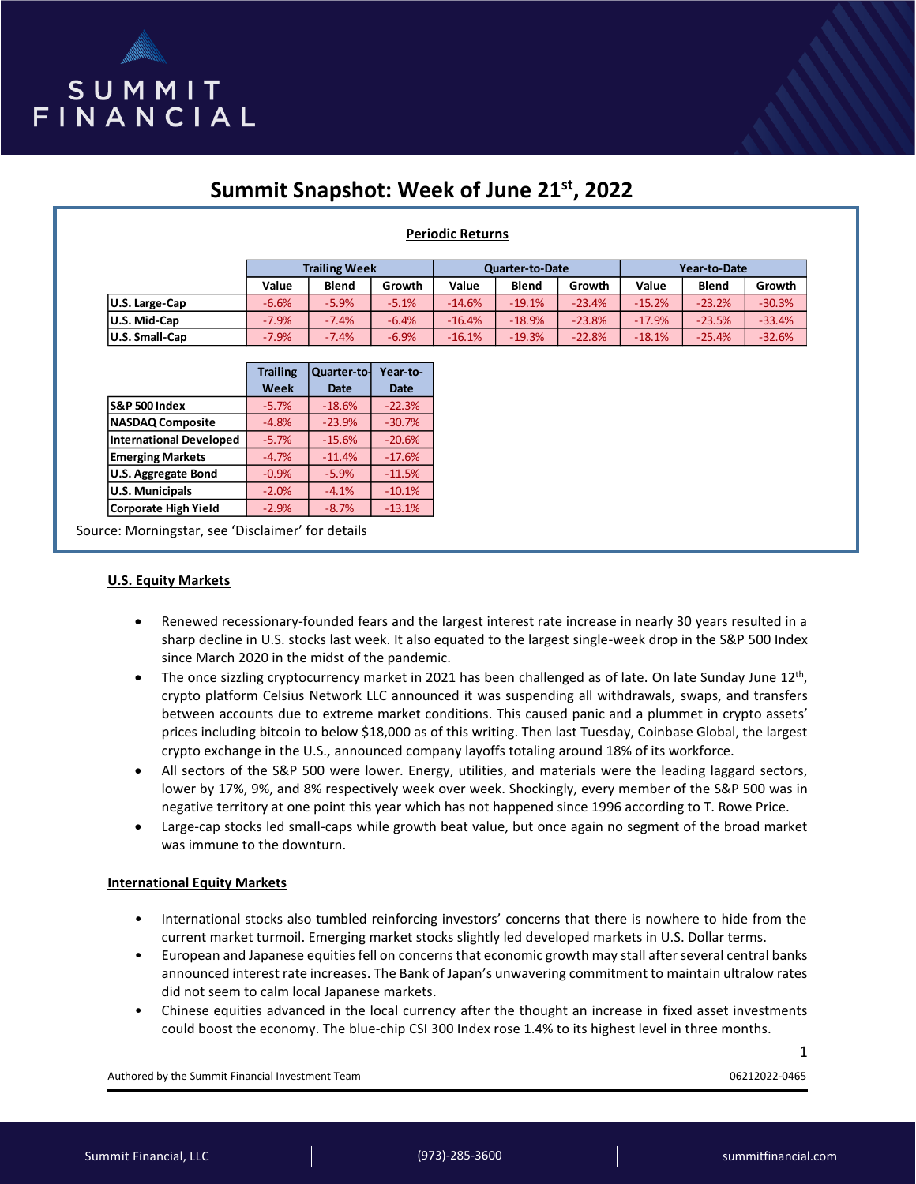# Summit Snapshot: Week of June 21st, 2022

**Periodic Returns**

| | Trailing Week | | | Quarter-to-Date | | | Year-to-Date | | |
|---|---|---|---|---|---|---|---|---|---|
| | Value | Blend | Growth | Value | Blend | Growth | Value | Blend | Growth |
| U.S. Large-Cap | -6.6% | -5.9% | -5.1% | -14.6% | -19.1% | -23.4% | -15.2% | -23.2% | -30.3% |
| U.S. Mid-Cap | -7.9% | -7.4% | -6.4% | -16.4% | -18.9% | -23.8% | -17.9% | -23.5% | -33.4% |
| U.S. Small-Cap | -7.9% | -7.4% | -6.9% | -16.1% | -19.3% | -22.8% | -18.1% | -25.4% | -32.6% |

| | Trailing Week | Quarter-to-Date | Year-to-Date |
|---|---|---|---|
| S&P 500 Index | -5.7% | -18.6% | -22.3% |
| NASDAQ Composite | -4.8% | -23.9% | -30.7% |
| International Developed | -5.7% | -15.6% | -20.6% |
| Emerging Markets | -4.7% | -11.4% | -17.6% |
| U.S. Aggregate Bond | -0.9% | -5.9% | -11.5% |
| U.S. Municipals | -2.0% | -4.1% | -10.1% |
| Corporate High Yield | -2.9% | -8.7% | -13.1% |

Source: Morningstar, see 'Disclaimer' for details

## U.S. Equity Markets

- Renewed recessionary-founded fears and the largest interest rate increase in nearly 30 years resulted in a sharp decline in U.S. stocks last week. It also equated to the largest single-week drop in the S&P 500 Index since March 2020 in the midst of the pandemic.
- The once sizzling cryptocurrency market in 2021 has been challenged as of late. On late Sunday June 12th, crypto platform Celsius Network LLC announced it was suspending all withdrawals, swaps, and transfers between accounts due to extreme market conditions. This caused panic and a plummet in crypto assets' prices including bitcoin to below $18,000 as of this writing. Then last Tuesday, Coinbase Global, the largest crypto exchange in the U.S., announced company layoffs totaling around 18% of its workforce.
- All sectors of the S&P 500 were lower. Energy, utilities, and materials were the leading laggard sectors, lower by 17%, 9%, and 8% respectively week over week. Shockingly, every member of the S&P 500 was in negative territory at one point this year which has not happened since 1996 according to T. Rowe Price.
- Large-cap stocks led small-caps while growth beat value, but once again no segment of the broad market was immune to the downturn.

## International Equity Markets

- International stocks also tumbled reinforcing investors' concerns that there is nowhere to hide from the current market turmoil. Emerging market stocks slightly led developed markets in U.S. Dollar terms.
- European and Japanese equities fell on concerns that economic growth may stall after several central banks announced interest rate increases. The Bank of Japan's unwavering commitment to maintain ultralow rates did not seem to calm local Japanese markets.
- Chinese equities advanced in the local currency after the thought an increase in fixed asset investments could boost the economy. The blue-chip CSI 300 Index rose 1.4% to its highest level in three months.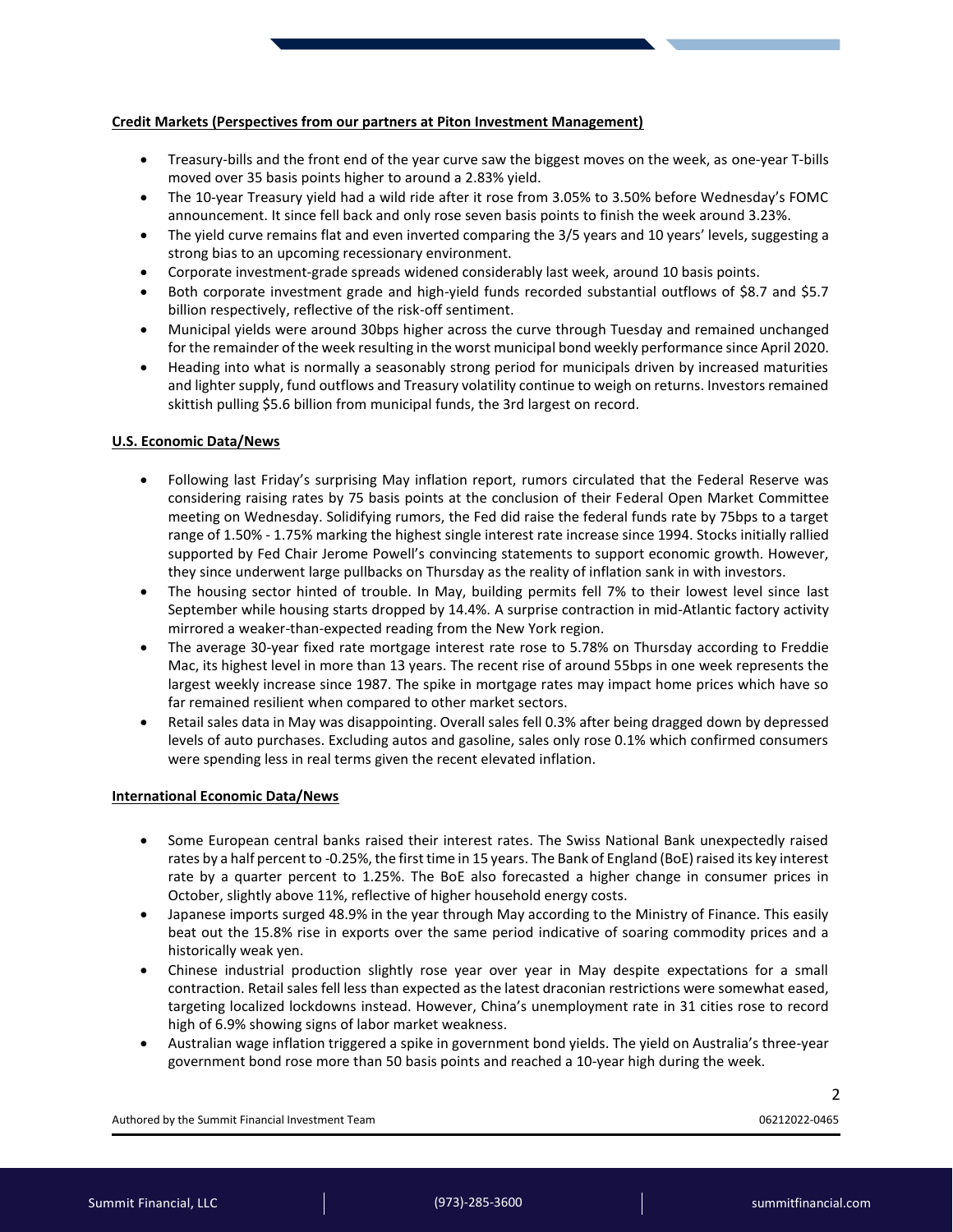**Credit Markets (Perspectives from our partners at Piton Investment Management)**

- Treasury-bills and the front end of the year curve saw the biggest moves on the week, as one-year T-bills moved over 35 basis points higher to around a 2.83% yield.
- The 10-year Treasury yield had a wild ride after it rose from 3.05% to 3.50% before Wednesday's FOMC announcement. It since fell back and only rose seven basis points to finish the week around 3.23%.
- The yield curve remains flat and even inverted comparing the 3/5 years and 10 years' levels, suggesting a strong bias to an upcoming recessionary environment.
- Corporate investment-grade spreads widened considerably last week, around 10 basis points.
- Both corporate investment grade and high-yield funds recorded substantial outflows of $8.7 and $5.7 billion respectively, reflective of the risk-off sentiment.
- Municipal yields were around 30bps higher across the curve through Tuesday and remained unchanged for the remainder of the week resulting in the worst municipal bond weekly performance since April 2020.
- Heading into what is normally a seasonably strong period for municipals driven by increased maturities and lighter supply, fund outflows and Treasury volatility continue to weigh on returns. Investors remained skittish pulling $5.6 billion from municipal funds, the 3rd largest on record.

**U.S. Economic Data/News**

- Following last Friday's surprising May inflation report, rumors circulated that the Federal Reserve was considering raising rates by 75 basis points at the conclusion of their Federal Open Market Committee meeting on Wednesday. Solidifying rumors, the Fed did raise the federal funds rate by 75bps to a target range of 1.50% - 1.75% marking the highest single interest rate increase since 1994. Stocks initially rallied supported by Fed Chair Jerome Powell's convincing statements to support economic growth. However, they since underwent large pullbacks on Thursday as the reality of inflation sank in with investors.
- The housing sector hinted of trouble. In May, building permits fell 7% to their lowest level since last September while housing starts dropped by 14.4%. A surprise contraction in mid-Atlantic factory activity mirrored a weaker-than-expected reading from the New York region.
- The average 30-year fixed rate mortgage interest rate rose to 5.78% on Thursday according to Freddie Mac, its highest level in more than 13 years. The recent rise of around 55bps in one week represents the largest weekly increase since 1987. The spike in mortgage rates may impact home prices which have so far remained resilient when compared to other market sectors.
- Retail sales data in May was disappointing. Overall sales fell 0.3% after being dragged down by depressed levels of auto purchases. Excluding autos and gasoline, sales only rose 0.1% which confirmed consumers were spending less in real terms given the recent elevated inflation.

**International Economic Data/News**

- Some European central banks raised their interest rates. The Swiss National Bank unexpectedly raised rates by a half percent to -0.25%, the first time in 15 years. The Bank of England (BoE) raised its key interest rate by a quarter percent to 1.25%. The BoE also forecasted a higher change in consumer prices in October, slightly above 11%, reflective of higher household energy costs.
- Japanese imports surged 48.9% in the year through May according to the Ministry of Finance. This easily beat out the 15.8% rise in exports over the same period indicative of soaring commodity prices and a historically weak yen.
- Chinese industrial production slightly rose year over year in May despite expectations for a small contraction. Retail sales fell less than expected as the latest draconian restrictions were somewhat eased, targeting localized lockdowns instead. However, China's unemployment rate in 31 cities rose to record high of 6.9% showing signs of labor market weakness.
- Australian wage inflation triggered a spike in government bond yields. The yield on Australia's three-year government bond rose more than 50 basis points and reached a 10-year high during the week.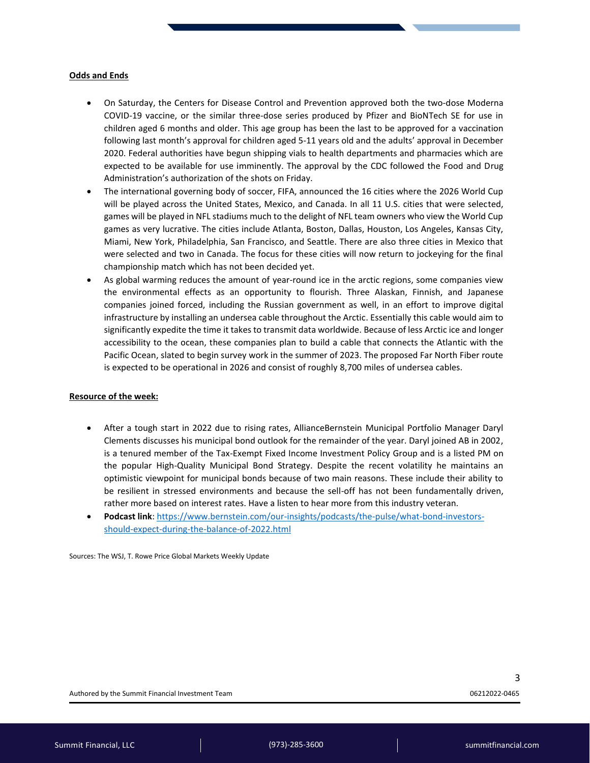**Odds and Ends**

- On Saturday, the Centers for Disease Control and Prevention approved both the two-dose Moderna COVID-19 vaccine, or the similar three-dose series produced by Pfizer and BioNTech SE for use in children aged 6 months and older. This age group has been the last to be approved for a vaccination following last month's approval for children aged 5-11 years old and the adults' approval in December 2020. Federal authorities have begun shipping vials to health departments and pharmacies which are expected to be available for use imminently. The approval by the CDC followed the Food and Drug Administration's authorization of the shots on Friday.
- The international governing body of soccer, FIFA, announced the 16 cities where the 2026 World Cup will be played across the United States, Mexico, and Canada. In all 11 U.S. cities that were selected, games will be played in NFL stadiums much to the delight of NFL team owners who view the World Cup games as very lucrative. The cities include Atlanta, Boston, Dallas, Houston, Los Angeles, Kansas City, Miami, New York, Philadelphia, San Francisco, and Seattle. There are also three cities in Mexico that were selected and two in Canada. The focus for these cities will now return to jockeying for the final championship match which has not been decided yet.
- As global warming reduces the amount of year-round ice in the arctic regions, some companies view the environmental effects as an opportunity to flourish. Three Alaskan, Finnish, and Japanese companies joined forced, including the Russian government as well, in an effort to improve digital infrastructure by installing an undersea cable throughout the Arctic. Essentially this cable would aim to significantly expedite the time it takes to transmit data worldwide. Because of less Arctic ice and longer accessibility to the ocean, these companies plan to build a cable that connects the Atlantic with the Pacific Ocean, slated to begin survey work in the summer of 2023. The proposed Far North Fiber route is expected to be operational in 2026 and consist of roughly 8,700 miles of undersea cables.

**Resource of the week:**

- After a tough start in 2022 due to rising rates, AllianceBernstein Municipal Portfolio Manager Daryl Clements discusses his municipal bond outlook for the remainder of the year. Daryl joined AB in 2002, is a tenured member of the Tax-Exempt Fixed Income Investment Policy Group and is a listed PM on the popular High-Quality Municipal Bond Strategy. Despite the recent volatility he maintains an optimistic viewpoint for municipal bonds because of two main reasons. These include their ability to be resilient in stressed environments and because the sell-off has not been fundamentally driven, rather more based on interest rates. Have a listen to hear more from this industry veteran.
- **Podcast link**: https://www.bernstein.com/our-insights/podcasts/the-pulse/what-bond-investors-should-expect-during-the-balance-of-2022.html

Sources: The WSJ, T. Rowe Price Global Markets Weekly Update

Authored by the Summit Financial Investment Team

06212022-0465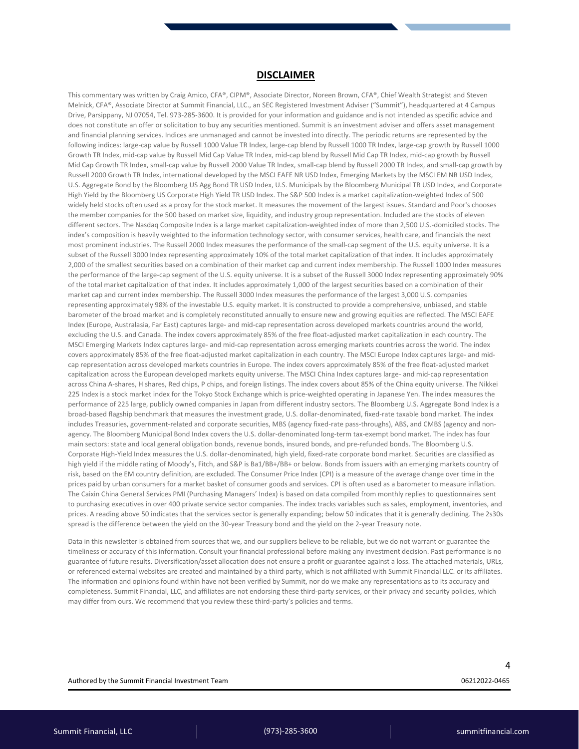## DISCLAIMER

This commentary was written by Craig Amico, CFA®, CIPM®, Associate Director, Noreen Brown, CFA®, Chief Wealth Strategist and Steven Melnick, CFA®, Associate Director at Summit Financial, LLC., an SEC Registered Investment Adviser ("Summit"), headquartered at 4 Campus Drive, Parsippany, NJ 07054, Tel. 973-285-3600. It is provided for your information and guidance and is not intended as specific advice and does not constitute an offer or solicitation to buy any securities mentioned. Summit is an investment adviser and offers asset management and financial planning services. Indices are unmanaged and cannot be invested into directly. The periodic returns are represented by the following indices: large-cap value by Russell 1000 Value TR Index, large-cap blend by Russell 1000 TR Index, large-cap growth by Russell 1000 Growth TR Index, mid-cap value by Russell Mid Cap Value TR Index, mid-cap blend by Russell Mid Cap TR Index, mid-cap growth by Russell Mid Cap Growth TR Index, small-cap value by Russell 2000 Value TR Index, small-cap blend by Russell 2000 TR Index, and small-cap growth by Russell 2000 Growth TR Index, international developed by the MSCI EAFE NR USD Index, Emerging Markets by the MSCI EM NR USD Index, U.S. Aggregate Bond by the Bloomberg US Agg Bond TR USD Index, U.S. Municipals by the Bloomberg Municipal TR USD Index, and Corporate High Yield by the Bloomberg US Corporate High Yield TR USD Index. The S&P 500 Index is a market capitalization-weighted Index of 500 widely held stocks often used as a proxy for the stock market. It measures the movement of the largest issues. Standard and Poor's chooses the member companies for the 500 based on market size, liquidity, and industry group representation. Included are the stocks of eleven different sectors. The Nasdaq Composite Index is a large market capitalization-weighted index of more than 2,500 U.S.-domiciled stocks. The index's composition is heavily weighted to the information technology sector, with consumer services, health care, and financials the next most prominent industries. The Russell 2000 Index measures the performance of the small-cap segment of the U.S. equity universe. It is a subset of the Russell 3000 Index representing approximately 10% of the total market capitalization of that index. It includes approximately 2,000 of the smallest securities based on a combination of their market cap and current index membership. The Russell 1000 Index measures the performance of the large-cap segment of the U.S. equity universe. It is a subset of the Russell 3000 Index representing approximately 90% of the total market capitalization of that index. It includes approximately 1,000 of the largest securities based on a combination of their market cap and current index membership. The Russell 3000 Index measures the performance of the largest 3,000 U.S. companies representing approximately 98% of the investable U.S. equity market. It is constructed to provide a comprehensive, unbiased, and stable barometer of the broad market and is completely reconstituted annually to ensure new and growing equities are reflected. The MSCI EAFE Index (Europe, Australasia, Far East) captures large- and mid-cap representation across developed markets countries around the world, excluding the U.S. and Canada. The index covers approximately 85% of the free float-adjusted market capitalization in each country. The MSCI Emerging Markets Index captures large- and mid-cap representation across emerging markets countries across the world. The index covers approximately 85% of the free float-adjusted market capitalization in each country. The MSCI Europe Index captures large- and mid-cap representation across developed markets countries in Europe. The index covers approximately 85% of the free float-adjusted market capitalization across the European developed markets equity universe. The MSCI China Index captures large- and mid-cap representation across China A-shares, H shares, Red chips, P chips, and foreign listings. The index covers about 85% of the China equity universe. The Nikkei 225 Index is a stock market index for the Tokyo Stock Exchange which is price-weighted operating in Japanese Yen. The index measures the performance of 225 large, publicly owned companies in Japan from different industry sectors. The Bloomberg U.S. Aggregate Bond Index is a broad-based flagship benchmark that measures the investment grade, U.S. dollar-denominated, fixed-rate taxable bond market. The index includes Treasuries, government-related and corporate securities, MBS (agency fixed-rate pass-throughs), ABS, and CMBS (agency and non-agency. The Bloomberg Municipal Bond Index covers the U.S. dollar-denominated long-term tax-exempt bond market. The index has four main sectors: state and local general obligation bonds, revenue bonds, insured bonds, and pre-refunded bonds. The Bloomberg U.S. Corporate High-Yield Index measures the U.S. dollar-denominated, high yield, fixed-rate corporate bond market. Securities are classified as high yield if the middle rating of Moody's, Fitch, and S&P is Ba1/BB+/BB+ or below. Bonds from issuers with an emerging markets country of risk, based on the EM country definition, are excluded. The Consumer Price Index (CPI) is a measure of the average change over time in the prices paid by urban consumers for a market basket of consumer goods and services. CPI is often used as a barometer to measure inflation. The Caixin China General Services PMI (Purchasing Managers' Index) is based on data compiled from monthly replies to questionnaires sent to purchasing executives in over 400 private service sector companies. The index tracks variables such as sales, employment, inventories, and prices. A reading above 50 indicates that the services sector is generally expanding; below 50 indicates that it is generally declining. The 2s30s spread is the difference between the yield on the 30-year Treasury bond and the yield on the 2-year Treasury note.

Data in this newsletter is obtained from sources that we, and our suppliers believe to be reliable, but we do not warrant or guarantee the timeliness or accuracy of this information. Consult your financial professional before making any investment decision. Past performance is no guarantee of future results. Diversification/asset allocation does not ensure a profit or guarantee against a loss. The attached materials, URLs, or referenced external websites are created and maintained by a third party, which is not affiliated with Summit Financial LLC. or its affiliates. The information and opinions found within have not been verified by Summit, nor do we make any representations as to its accuracy and completeness. Summit Financial, LLC, and affiliates are not endorsing these third-party services, or their privacy and security policies, which may differ from ours. We recommend that you review these third-party's policies and terms.

Authored by the Summit Financial Investment Team 06212022-0465

Summit Financial, LLC | (973)-285-3600 | summitfinancial.com